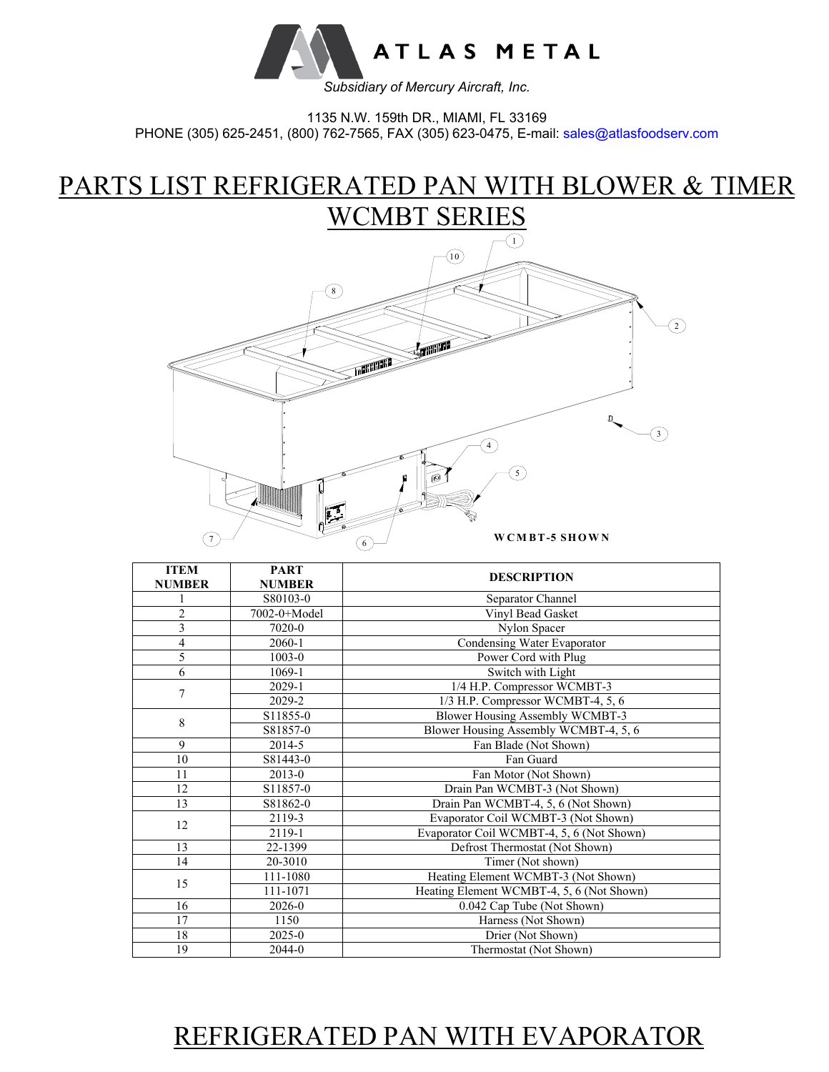ATLAS METAL

*Subsidiary of Mercury Aircraft, Inc.*

1135 N.W. 159th DR., MIAMI, FL 33169
PHONE (305) 625-2451, (800) 762-7565, FAX (305) 623-0475, E-mail: sales@atlasfoodserv.com

# PARTS LIST REFRIGERATED PAN WITH BLOWER & TIMER WCMBT SERIES

WCMBT-5 SHOWN

| ITEM NUMBER | PART NUMBER | DESCRIPTION |
|---|---|---|
| 1 | S80103-0 | Separator Channel |
| 2 | 7002-0+Model | Vinyl Bead Gasket |
| 3 | 7020-0 | Nylon Spacer |
| 4 | 2060-1 | Condensing Water Evaporator |
| 5 | 1003-0 | Power Cord with Plug |
| 6 | 1069-1 | Switch with Light |
| 7 | 2029-1 | 1/4 H.P. Compressor WCMBT-3 |
| | 2029-2 | 1/3 H.P. Compressor WCMBT-4, 5, 6 |
| 8 | S11855-0 | Blower Housing Assembly WCMBT-3 |
| | S81857-0 | Blower Housing Assembly WCMBT-4, 5, 6 |
| 9 | 2014-5 | Fan Blade (Not Shown) |
| 10 | S81443-0 | Fan Guard |
| 11 | 2013-0 | Fan Motor (Not Shown) |
| 12 | S11857-0 | Drain Pan WCMBT-3 (Not Shown) |
| 13 | S81862-0 | Drain Pan WCMBT-4, 5, 6 (Not Shown) |
| 12 | 2119-3 | Evaporator Coil WCMBT-3 (Not Shown) |
| | 2119-1 | Evaporator Coil WCMBT-4, 5, 6 (Not Shown) |
| 13 | 22-1399 | Defrost Thermostat (Not Shown) |
| 14 | 20-3010 | Timer (Not shown) |
| 15 | 111-1080 | Heating Element WCMBT-3 (Not Shown) |
| | 111-1071 | Heating Element WCMBT-4, 5, 6 (Not Shown) |
| 16 | 2026-0 | 0.042 Cap Tube (Not Shown) |
| 17 | 1150 | Harness (Not Shown) |
| 18 | 2025-0 | Drier (Not Shown) |
| 19 | 2044-0 | Thermostat (Not Shown) |

# REFRIGERATED PAN WITH EVAPORATOR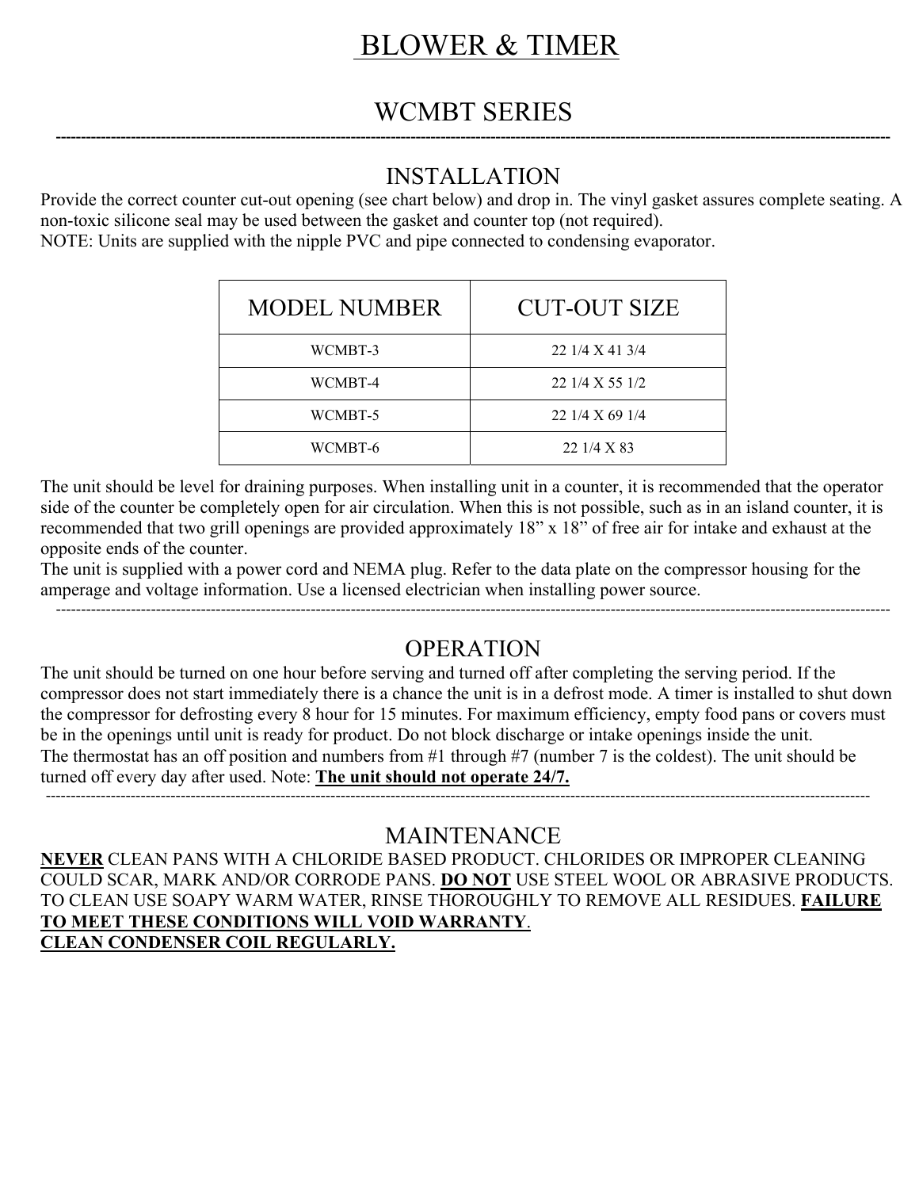# BLOWER & TIMER

# WCMBT SERIES

---

## INSTALLATION

Provide the correct counter cut-out opening (see chart below) and drop in. The vinyl gasket assures complete seating. A non-toxic silicone seal may be used between the gasket and counter top (not required).
NOTE: Units are supplied with the nipple PVC and pipe connected to condensing evaporator.

| MODEL NUMBER | CUT-OUT SIZE |
| --- | --- |
| WCMBT-3 | 22 1/4 X 41 3/4 |
| WCMBT-4 | 22 1/4 X 55 1/2 |
| WCMBT-5 | 22 1/4 X 69 1/4 |
| WCMBT-6 | 22 1/4 X 83 |

The unit should be level for draining purposes. When installing unit in a counter, it is recommended that the operator side of the counter be completely open for air circulation. When this is not possible, such as in an island counter, it is recommended that two grill openings are provided approximately 18" x 18" of free air for intake and exhaust at the opposite ends of the counter.
The unit is supplied with a power cord and NEMA plug. Refer to the data plate on the compressor housing for the amperage and voltage information. Use a licensed electrician when installing power source.

---

## OPERATION

The unit should be turned on one hour before serving and turned off after completing the serving period. If the compressor does not start immediately there is a chance the unit is in a defrost mode. A timer is installed to shut down the compressor for defrosting every 8 hour for 15 minutes. For maximum efficiency, empty food pans or covers must be in the openings until unit is ready for product. Do not block discharge or intake openings inside the unit.
The thermostat has an off position and numbers from #1 through #7 (number 7 is the coldest). The unit should be turned off every day after used. Note: **The unit should not operate 24/7.**

---

## MAINTENANCE

**NEVER** CLEAN PANS WITH A CHLORIDE BASED PRODUCT. CHLORIDES OR IMPROPER CLEANING COULD SCAR, MARK AND/OR CORRODE PANS. **DO NOT** USE STEEL WOOL OR ABRASIVE PRODUCTS. TO CLEAN USE SOAPY WARM WATER, RINSE THOROUGHLY TO REMOVE ALL RESIDUES. **FAILURE TO MEET THESE CONDITIONS WILL VOID WARRANTY**.
**CLEAN CONDENSER COIL REGULARLY.**